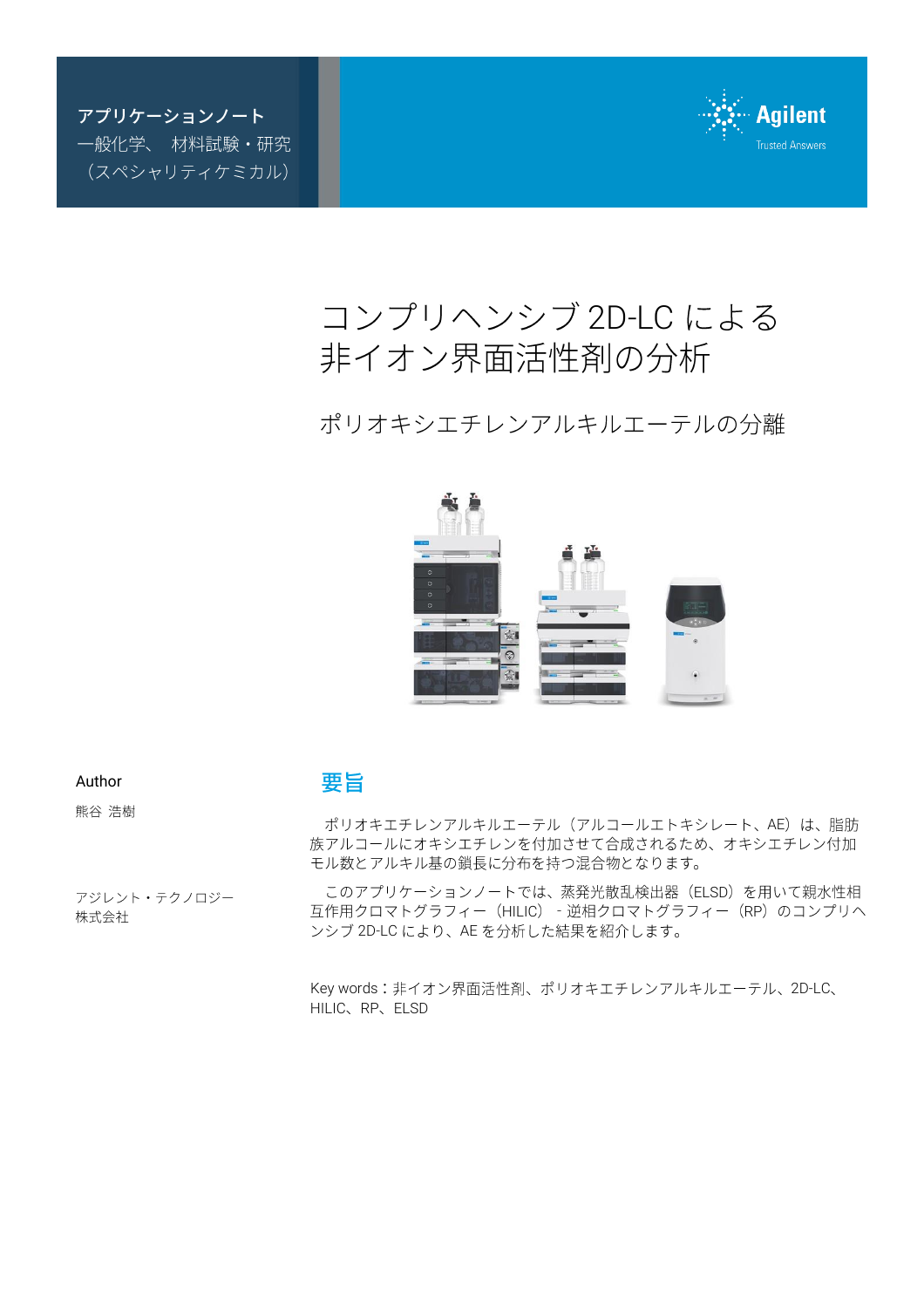アプリケーションノート
一般化学、 材料試験・研究
（スペシャリティケミカル）

Agilent
Trusted Answers

# コンプリヘンシブ 2D-LC による非イオン界面活性剤の分析

## ポリオキシエチレンアルキルエーテルの分離

Author

熊谷 浩樹

アジレント・テクノロジー
株式会社

## 要旨

ポリオキエチレンアルキルエーテル（アルコールエトキシレート、AE）は、脂肪族アルコールにオキシエチレンを付加させて合成されるため、オキシエチレン付加モル数とアルキル基の鎖長に分布を持つ混合物となります。

このアプリケーションノートでは、蒸発光散乱検出器（ELSD）を用いて親水性相互作用クロマトグラフィー（HILIC）- 逆相クロマトグラフィー（RP）のコンプリヘンシブ 2D-LC により、AE を分析した結果を紹介します。

Key words：非イオン界面活性剤、ポリオキエチレンアルキルエーテル、2D-LC、HILIC、RP、ELSD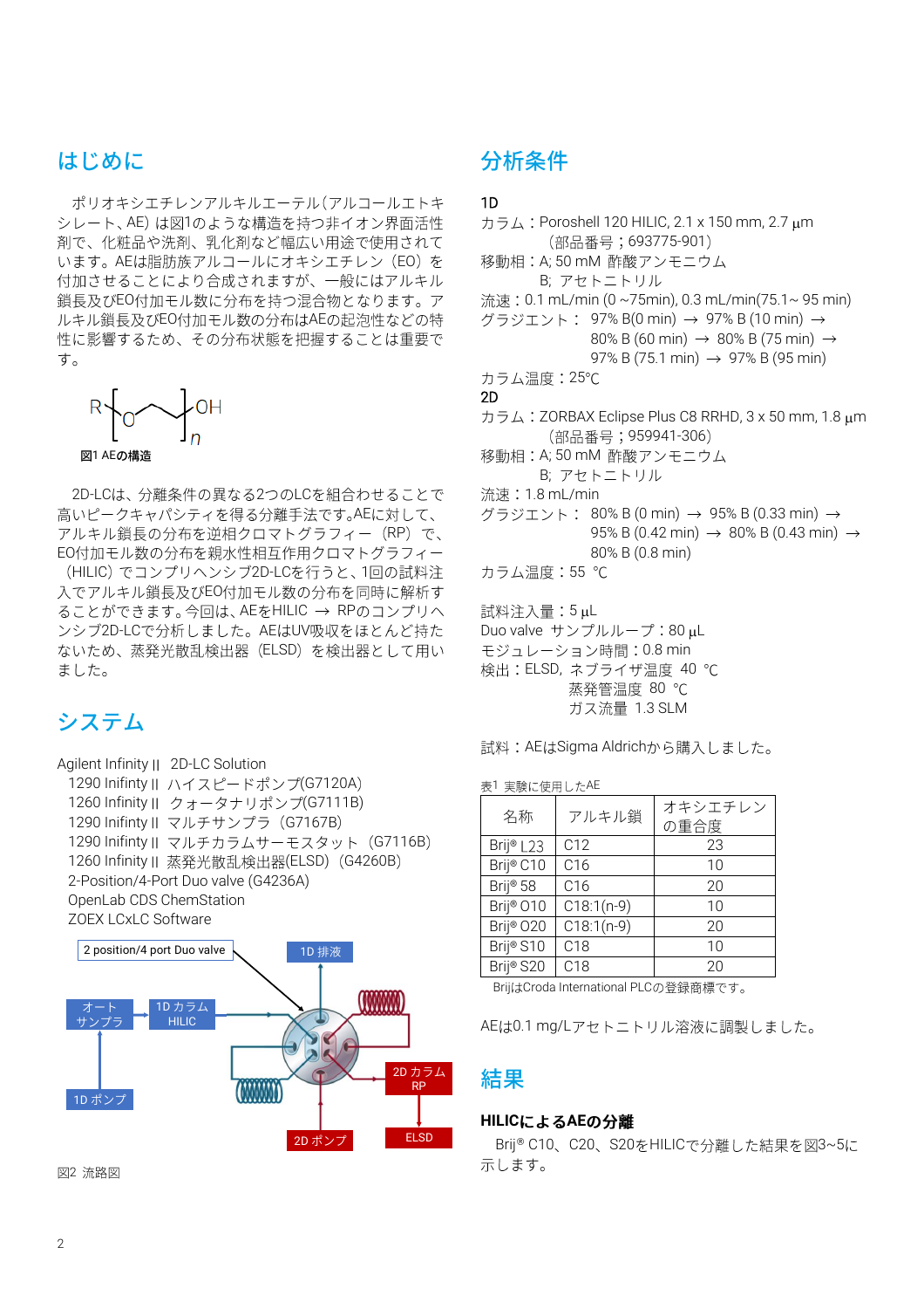## はじめに

ポリオキシエチレンアルキルエーテル（アルコールエトキシレート、AE）は図1のような構造を持つ非イオン界面活性剤で、化粧品や洗剤、乳化剤など幅広い用途で使用されています。AEは脂肪族アルコールにオキシエチレン（EO）を付加させることにより合成されますが、一般にはアルキル鎖長及びEO付加モル数に分布を持つ混合物となります。アルキル鎖長及びEO付加モル数の分布はAEの起泡性などの特性に影響するため、その分布状態を把握することは重要です。

図1 AEの構造

2D-LCは、分離条件の異なる2つのLCを組合わせることで高いピークキャパシティを得る分離手法です。AEに対して、アルキル鎖長の分布を逆相クロマトグラフィー（RP）で、EO付加モル数の分布を親水性相互作用クロマトグラフィー（HILIC）でコンプリヘンシブ2D-LCを行うと、1回の試料注入でアルキル鎖長及びEO付加モル数の分布を同時に解析することができます。今回は、AEをHILIC → RPのコンプリヘンシブ2D-LCで分析しました。AEはUV吸収をほとんど持たないため、蒸発光散乱検出器（ELSD）を検出器として用いました。

## システム

Agilent Infinity II 2D-LC Solution
- 1290 Infinity II ハイスピードポンプ(G7120A)
- 1260 Infinity II クォータナリポンプ(G7111B)
- 1290 Infinity II マルチサンプラ（G7167B）
- 1290 Infinity II マルチカラムサーモスタット（G7116B）
- 1260 Infinity II 蒸発光散乱検出器(ELSD)（G4260B）
- 2-Position/4-Port Duo valve (G4236A)
- OpenLab CDS ChemStation
- ZOEX LCxLC Software

図2 流路図

## 分析条件

**1D**

カラム：Poroshell 120 HILIC, 2.1 x 150 mm, 2.7 µm（部品番号；693775-901）
移動相：A; 50 mM 酢酸アンモニウム
　　　　B; アセトニトリル
流速：0.1 mL/min (0 ~75min), 0.3 mL/min(75.1~ 95 min)
グラジエント： 97% B(0 min) → 97% B (10 min) → 80% B (60 min) → 80% B (75 min) → 97% B (75.1 min) → 97% B (95 min)
カラム温度：25℃

**2D**

カラム：ZORBAX Eclipse Plus C8 RRHD, 3 x 50 mm, 1.8 µm（部品番号；959941-306）
移動相：A; 50 mM 酢酸アンモニウム
　　　　B; アセトニトリル
流速：1.8 mL/min
グラジエント： 80% B (0 min) → 95% B (0.33 min) → 95% B (0.42 min) → 80% B (0.43 min) → 80% B (0.8 min)
カラム温度：55 ℃

試料注入量：5 µL
Duo valve サンプルループ：80 µL
モジュレーション時間：0.8 min
検出：ELSD, ネブライザ温度 40 ℃
　　　蒸発管温度 80 ℃
　　　ガス流量 1.3 SLM

試料：AEはSigma Aldrichから購入しました。

表1 実験に使用したAE

| 名称 | アルキル鎖 | オキシエチレンの重合度 |
|---|---|---|
| Brij® L23 | C12 | 23 |
| Brij® C10 | C16 | 10 |
| Brij® 58 | C16 | 20 |
| Brij® O10 | C18:1(n-9) | 10 |
| Brij® O20 | C18:1(n-9) | 20 |
| Brij® S10 | C18 | 10 |
| Brij® S20 | C18 | 20 |

BrijはCroda International PLCの登録商標です。

AEは0.1 mg/Lアセトニトリル溶液に調製しました。

## 結果

### HILICによるAEの分離

Brij® C10、C20、S20をHILICで分離した結果を図3~5に示します。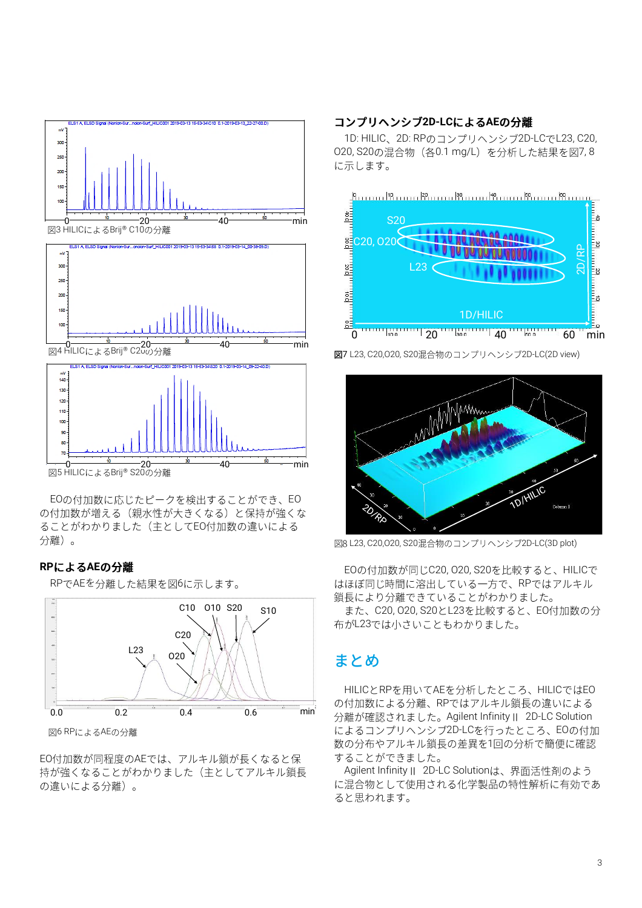図3 HILICによるBrij® C10の分離

図4 HILICによるBrij® C20の分離

図5 HILICによるBrij® S20の分離

EOの付加数に応じたピークを検出することができ、EOの付加数が増える（親水性が大きくなる）と保持が強くなることがわかりました（主としてEO付加数の違いによる分離）。

## RPによるAEの分離

RPでAEを分離した結果を図6に示します。

図6 RPによるAEの分離

EO付加数が同程度のAEでは、アルキル鎖が長くなると保持が強くなることがわかりました（主としてアルキル鎖長の違いによる分離）。

## コンプリヘンシブ2D-LCによるAEの分離

1D: HILIC、2D: RPのコンプリヘンシブ2D-LCでL23, C20, O20, S20の混合物（各0.1 mg/L）を分析した結果を図7, 8に示します。

図7 L23, C20,O20, S20混合物のコンプリヘンシブ2D-LC(2D view)

図8 L23, C20,O20, S20混合物のコンプリヘンシブ2D-LC(3D plot)

EOの付加数が同じC20, O20, S20を比較すると、HILICではほぼ同じ時間に溶出している一方で、RPではアルキル鎖長により分離できていることがわかりました。
また、C20, O20, S20とL23を比較すると、EO付加数の分布がL23では小さいこともわかりました。

## まとめ

HILICとRPを用いてAEを分析したところ、HILICではEOの付加数による分離、RPではアルキル鎖長の違いによる分離が確認されました。Agilent Infinity II 2D-LC Solutionによるコンプリヘンシブ2D-LCを行ったところ、EOの付加数の分布やアルキル鎖長の差異を1回の分析で簡便に確認することができました。
Agilent Infinity II 2D-LC Solutionは、界面活性剤のように混合物として使用される化学製品の特性解析に有効であると思われます。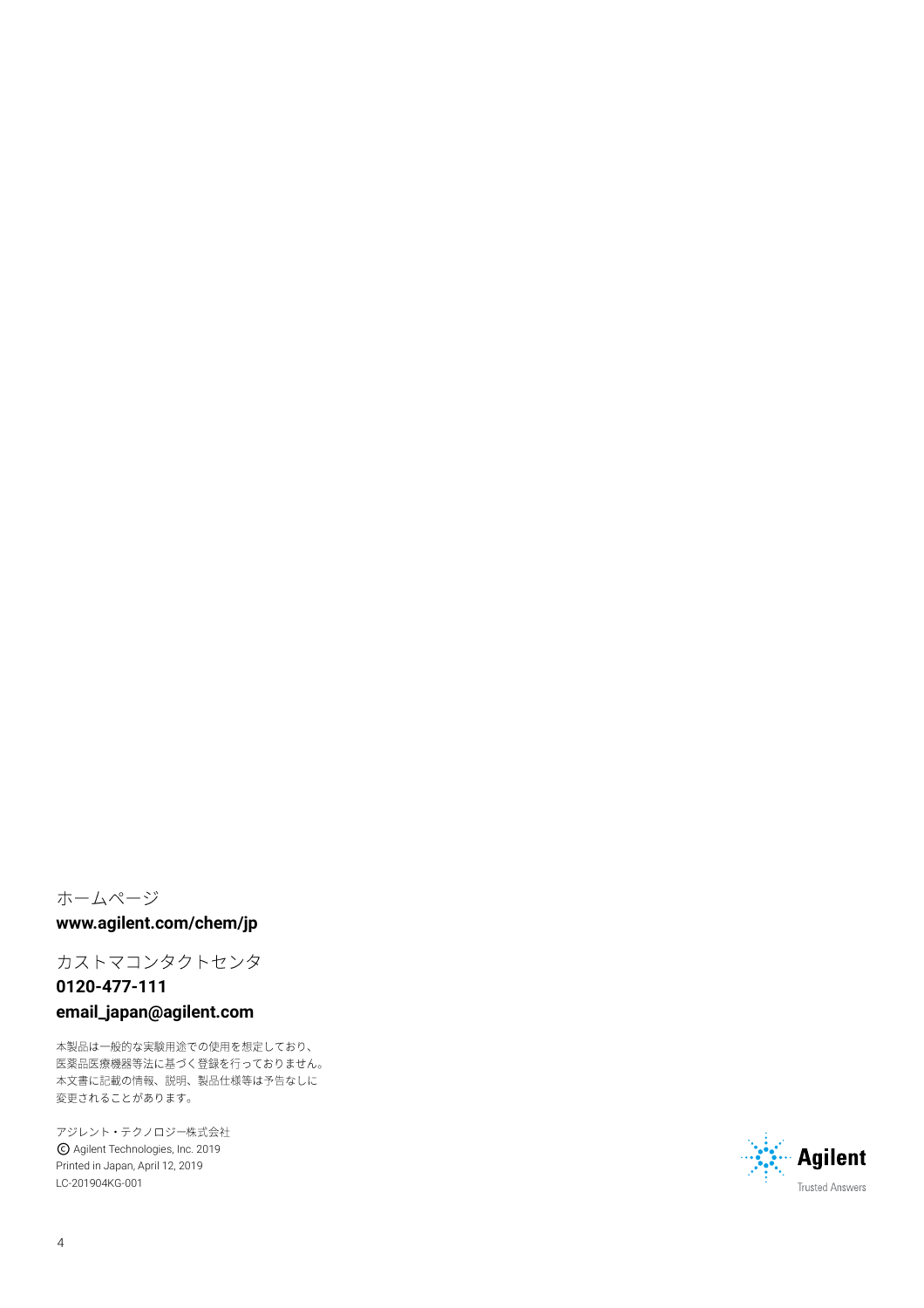ホームページ

**www.agilent.com/chem/jp**

カストマコンタクトセンタ

**0120-477-111**

**email_japan@agilent.com**

本製品は一般的な実験用途での使用を想定しており、
医薬品医療機器等法に基づく登録を行っておりません。
本文書に記載の情報、説明、製品仕様等は予告なしに
変更されることがあります。

アジレント・テクノロジー株式会社
© Agilent Technologies, Inc. 2019
Printed in Japan, April 12, 2019
LC-201904KG-001

Agilent
Trusted Answers